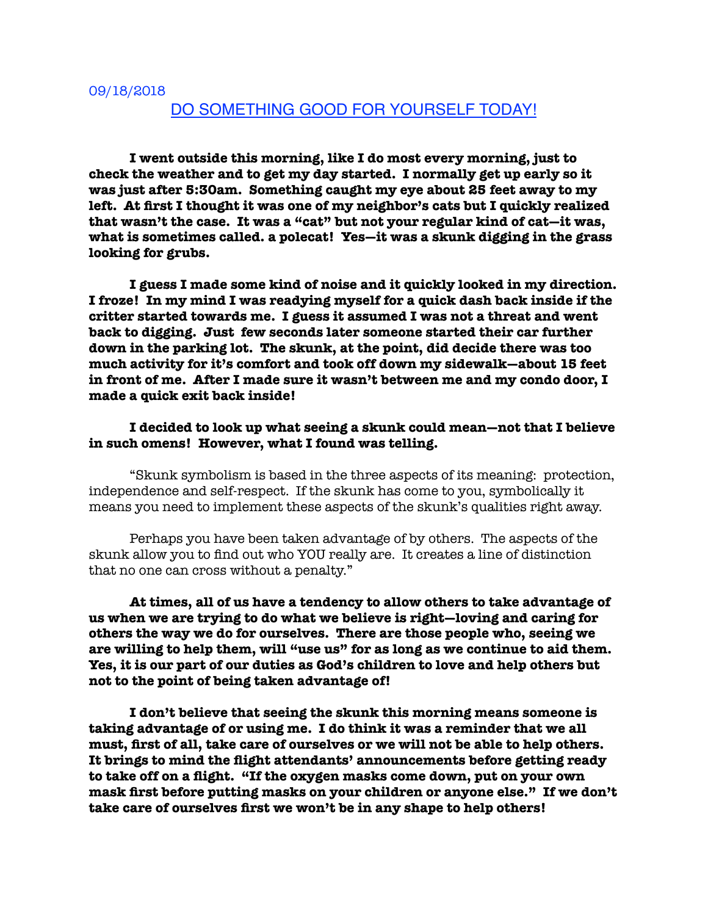09/18/2018

# DO SOMETHING GOOD FOR YOURSELF TODAY!

**I went outside this morning, like I do most every morning, just to check the weather and to get my day started. I normally get up early so it was just after 5:30am. Something caught my eye about 25 feet away to my left. At first I thought it was one of my neighbor's cats but I quickly realized that wasn't the case. It was a "cat" but not your regular kind of cat—it was, what is sometimes called. a polecat! Yes—it was a skunk digging in the grass looking for grubs.**

**I guess I made some kind of noise and it quickly looked in my direction. I froze! In my mind I was readying myself for a quick dash back inside if the critter started towards me. I guess it assumed I was not a threat and went back to digging. Just few seconds later someone started their car further down in the parking lot. The skunk, at the point, did decide there was too much activity for it's comfort and took off down my sidewalk—about 15 feet in front of me. After I made sure it wasn't between me and my condo door, I made a quick exit back inside!**

**I decided to look up what seeing a skunk could mean—not that I believe in such omens! However, what I found was telling.**

"Skunk symbolism is based in the three aspects of its meaning: protection, independence and self-respect. If the skunk has come to you, symbolically it means you need to implement these aspects of the skunk's qualities right away.

Perhaps you have been taken advantage of by others. The aspects of the skunk allow you to find out who YOU really are. It creates a line of distinction that no one can cross without a penalty."

**At times, all of us have a tendency to allow others to take advantage of us when we are trying to do what we believe is right—loving and caring for others the way we do for ourselves. There are those people who, seeing we are willing to help them, will "use us" for as long as we continue to aid them. Yes, it is our part of our duties as God's children to love and help others but not to the point of being taken advantage of!**

**I don't believe that seeing the skunk this morning means someone is taking advantage of or using me. I do think it was a reminder that we all must, first of all, take care of ourselves or we will not be able to help others. It brings to mind the flight attendants' announcements before getting ready to take off on a flight. "If the oxygen masks come down, put on your own mask first before putting masks on your children or anyone else." If we don't take care of ourselves first we won't be in any shape to help others!**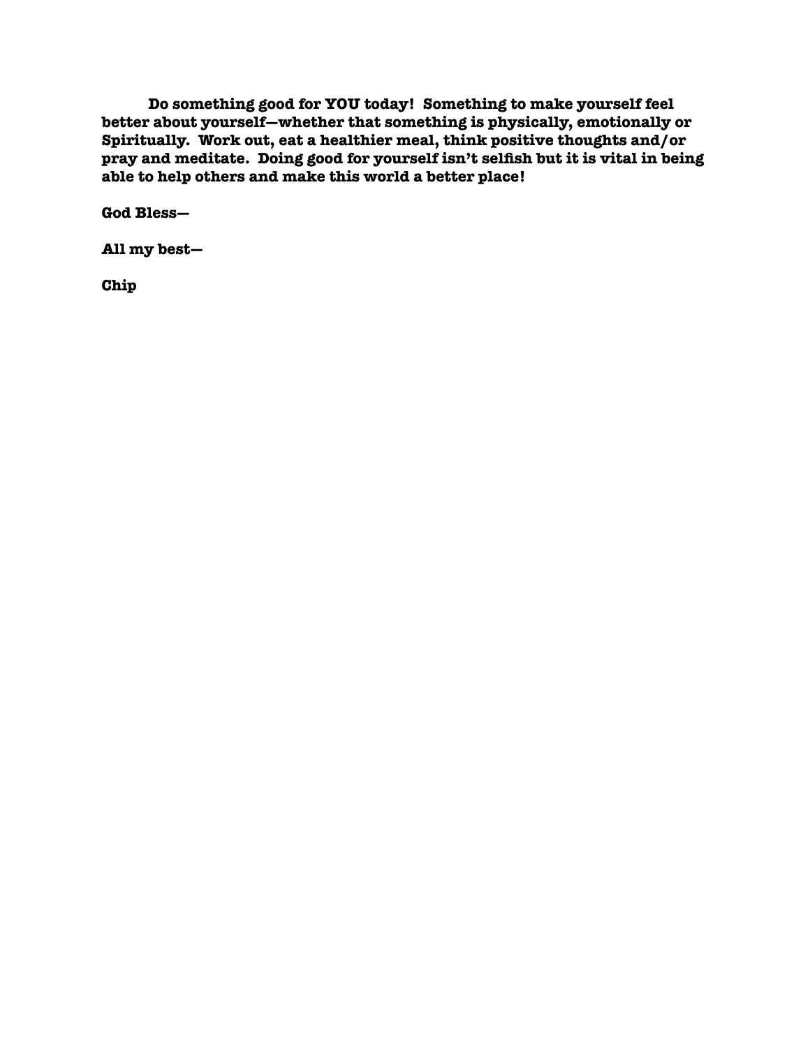**Do something good for YOU today! Something to make yourself feel better about yourself—whether that something is physically, emotionally or Spiritually. Work out, eat a healthier meal, think positive thoughts and/or pray and meditate. Doing good for yourself isn't selfish but it is vital in being able to help others and make this world a better place!**

**God Bless—**

**All my best—**

**Chip**